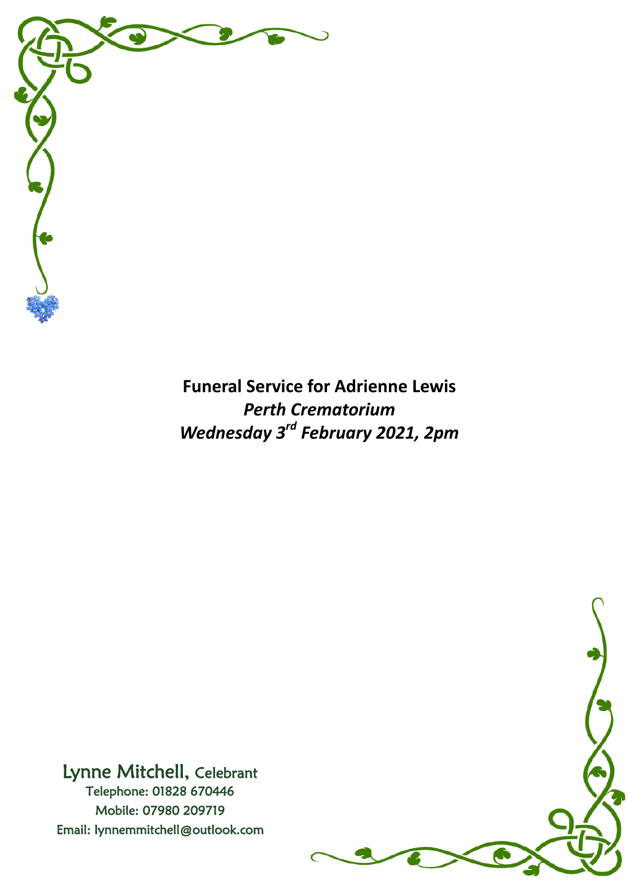# Funeral Service for Adrienne Lewis

***Perth Crematorium***

***Wednesday 3rd February 2021, 2pm***

Lynne Mitchell, Celebrant
Telephone: 01828 670446
Mobile: 07980 209719
Email: lynnemmitchell@outlook.com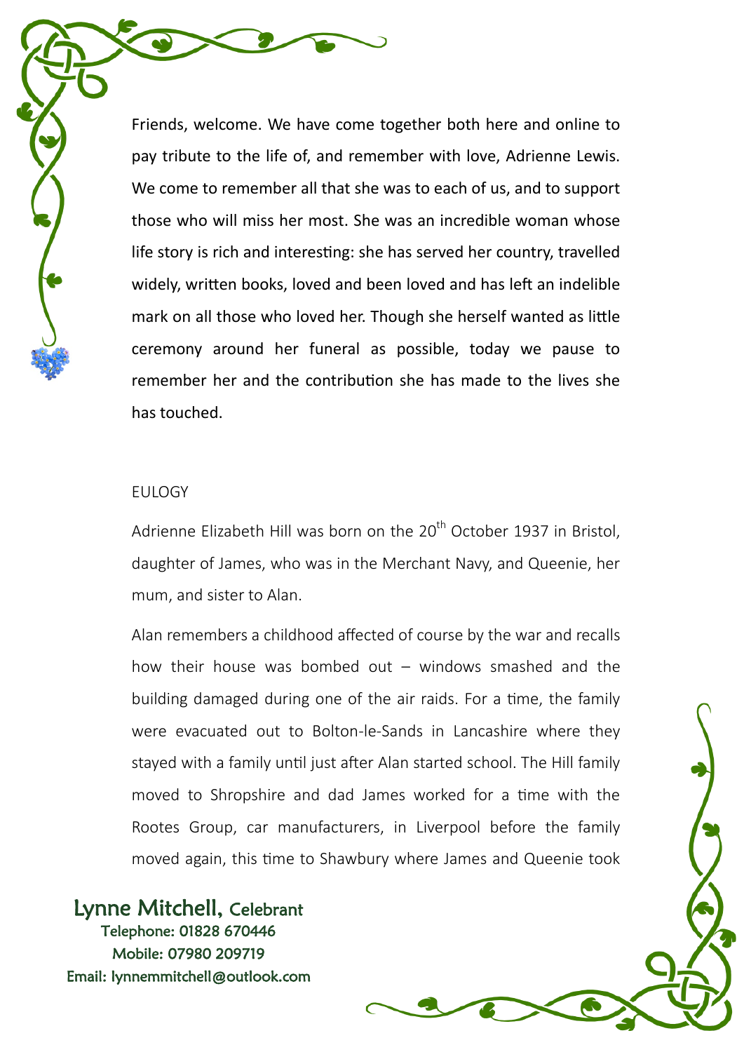Friends, welcome. We have come together both here and online to pay tribute to the life of, and remember with love, Adrienne Lewis. We come to remember all that she was to each of us, and to support those who will miss her most. She was an incredible woman whose life story is rich and interesting: she has served her country, travelled widely, written books, loved and been loved and has left an indelible mark on all those who loved her. Though she herself wanted as little ceremony around her funeral as possible, today we pause to remember her and the contribution she has made to the lives she has touched.

EULOGY

Adrienne Elizabeth Hill was born on the 20th October 1937 in Bristol, daughter of James, who was in the Merchant Navy, and Queenie, her mum, and sister to Alan.

Alan remembers a childhood affected of course by the war and recalls how their house was bombed out – windows smashed and the building damaged during one of the air raids. For a time, the family were evacuated out to Bolton-le-Sands in Lancashire where they stayed with a family until just after Alan started school. The Hill family moved to Shropshire and dad James worked for a time with the Rootes Group, car manufacturers, in Liverpool before the family moved again, this time to Shawbury where James and Queenie took

Lynne Mitchell, Celebrant
Telephone: 01828 670446
Mobile: 07980 209719
Email: lynnemmitchell@outlook.com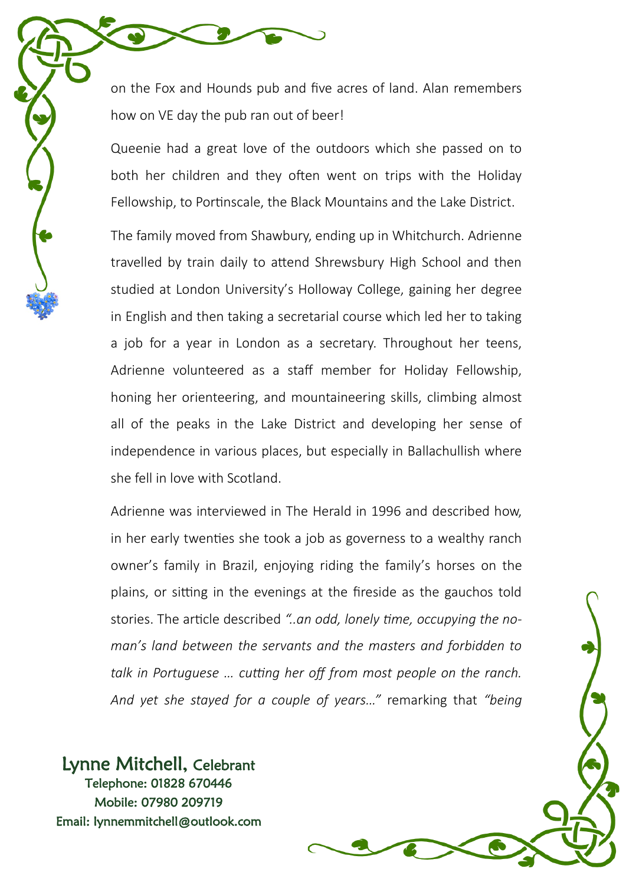on the Fox and Hounds pub and five acres of land. Alan remembers how on VE day the pub ran out of beer!

Queenie had a great love of the outdoors which she passed on to both her children and they often went on trips with the Holiday Fellowship, to Portinscale, the Black Mountains and the Lake District.

The family moved from Shawbury, ending up in Whitchurch. Adrienne travelled by train daily to attend Shrewsbury High School and then studied at London University's Holloway College, gaining her degree in English and then taking a secretarial course which led her to taking a job for a year in London as a secretary. Throughout her teens, Adrienne volunteered as a staff member for Holiday Fellowship, honing her orienteering, and mountaineering skills, climbing almost all of the peaks in the Lake District and developing her sense of independence in various places, but especially in Ballachullish where she fell in love with Scotland.

Adrienne was interviewed in The Herald in 1996 and described how, in her early twenties she took a job as governess to a wealthy ranch owner's family in Brazil, enjoying riding the family's horses on the plains, or sitting in the evenings at the fireside as the gauchos told stories. The article described *"..an odd, lonely time, occupying the no-man's land between the servants and the masters and forbidden to talk in Portuguese … cutting her off from most people on the ranch. And yet she stayed for a couple of years…"* remarking that *"being*

Lynne Mitchell, Celebrant
Telephone: 01828 670446
Mobile: 07980 209719
Email: lynnemmitchell@outlook.com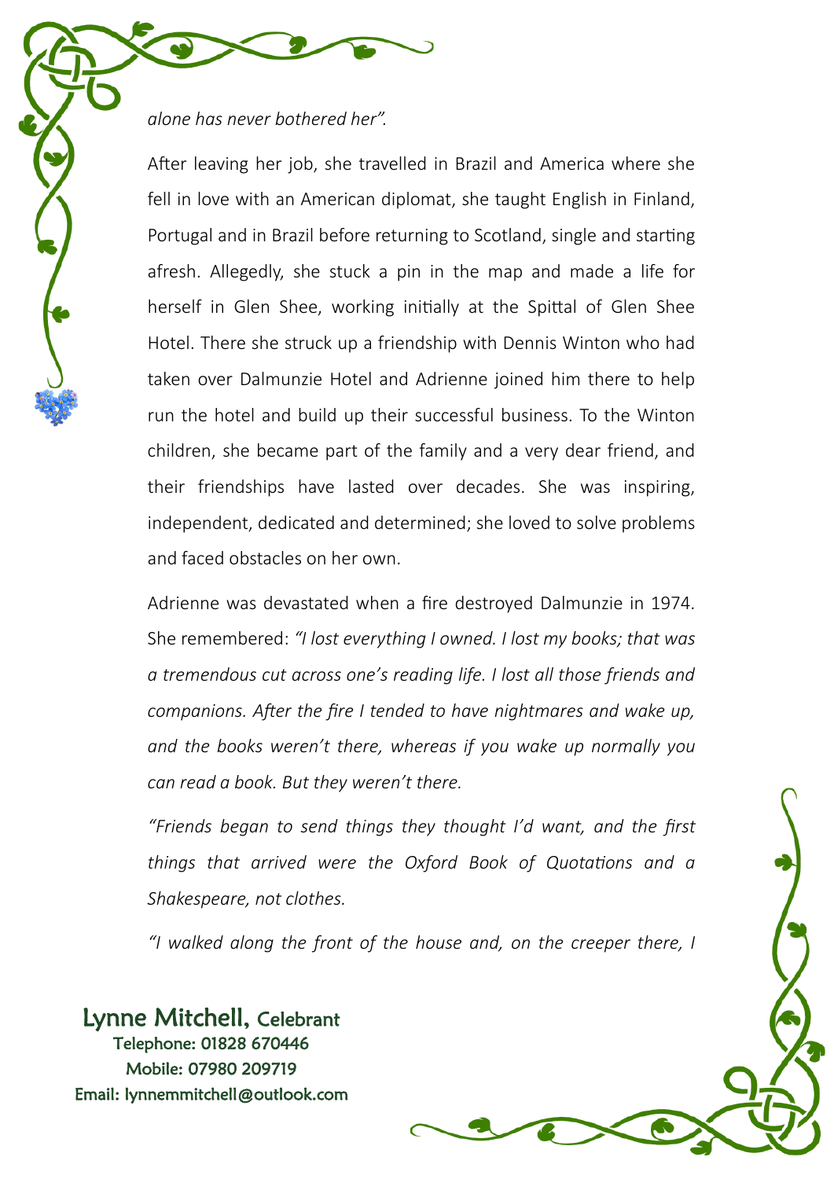*alone has never bothered her".*

After leaving her job, she travelled in Brazil and America where she fell in love with an American diplomat, she taught English in Finland, Portugal and in Brazil before returning to Scotland, single and starting afresh. Allegedly, she stuck a pin in the map and made a life for herself in Glen Shee, working initially at the Spittal of Glen Shee Hotel. There she struck up a friendship with Dennis Winton who had taken over Dalmunzie Hotel and Adrienne joined him there to help run the hotel and build up their successful business. To the Winton children, she became part of the family and a very dear friend, and their friendships have lasted over decades. She was inspiring, independent, dedicated and determined; she loved to solve problems and faced obstacles on her own.

Adrienne was devastated when a fire destroyed Dalmunzie in 1974. She remembered: *"I lost everything I owned. I lost my books; that was a tremendous cut across one's reading life. I lost all those friends and companions. After the fire I tended to have nightmares and wake up, and the books weren't there, whereas if you wake up normally you can read a book. But they weren't there.*

*"Friends began to send things they thought I'd want, and the first things that arrived were the Oxford Book of Quotations and a Shakespeare, not clothes.*

*"I walked along the front of the house and, on the creeper there, I*

Lynne Mitchell, Celebrant
Telephone: 01828 670446
Mobile: 07980 209719
Email: lynnemmitchell@outlook.com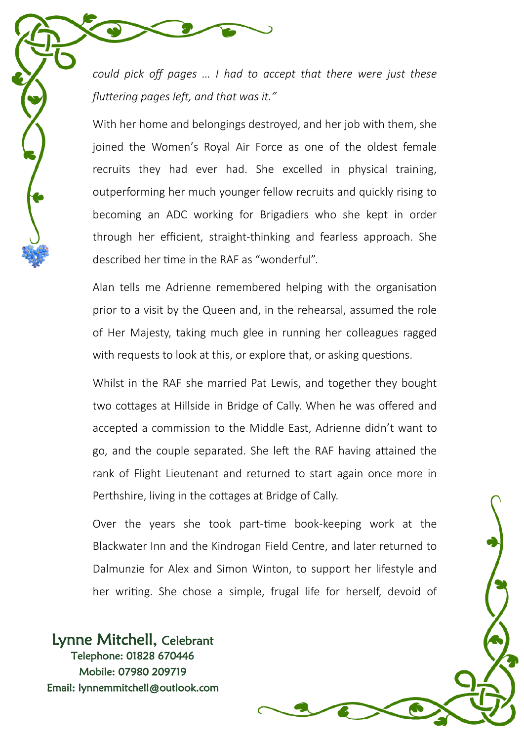*could pick off pages … I had to accept that there were just these fluttering pages left, and that was it."*

With her home and belongings destroyed, and her job with them, she joined the Women's Royal Air Force as one of the oldest female recruits they had ever had. She excelled in physical training, outperforming her much younger fellow recruits and quickly rising to becoming an ADC working for Brigadiers who she kept in order through her efficient, straight-thinking and fearless approach. She described her time in the RAF as "wonderful".

Alan tells me Adrienne remembered helping with the organisation prior to a visit by the Queen and, in the rehearsal, assumed the role of Her Majesty, taking much glee in running her colleagues ragged with requests to look at this, or explore that, or asking questions.

Whilst in the RAF she married Pat Lewis, and together they bought two cottages at Hillside in Bridge of Cally. When he was offered and accepted a commission to the Middle East, Adrienne didn't want to go, and the couple separated. She left the RAF having attained the rank of Flight Lieutenant and returned to start again once more in Perthshire, living in the cottages at Bridge of Cally.

Over the years she took part-time book-keeping work at the Blackwater Inn and the Kindrogan Field Centre, and later returned to Dalmunzie for Alex and Simon Winton, to support her lifestyle and her writing. She chose a simple, frugal life for herself, devoid of

Lynne Mitchell, Celebrant
Telephone: 01828 670446
Mobile: 07980 209719
Email: lynnemmitchell@outlook.com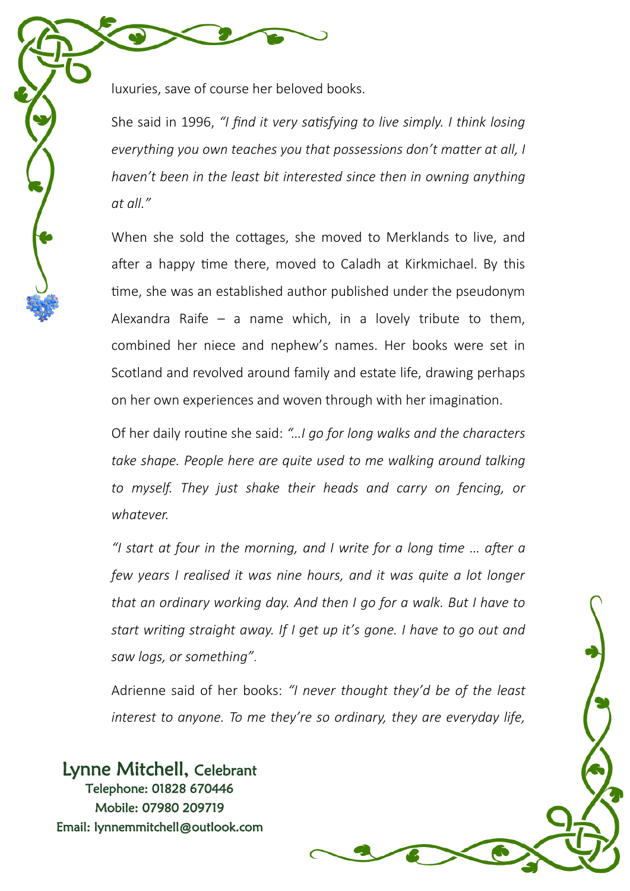luxuries, save of course her beloved books.

She said in 1996, *"I find it very satisfying to live simply. I think losing everything you own teaches you that possessions don't matter at all, I haven't been in the least bit interested since then in owning anything at all."*

When she sold the cottages, she moved to Merklands to live, and after a happy time there, moved to Caladh at Kirkmichael. By this time, she was an established author published under the pseudonym Alexandra Raife – a name which, in a lovely tribute to them, combined her niece and nephew's names. Her books were set in Scotland and revolved around family and estate life, drawing perhaps on her own experiences and woven through with her imagination.

Of her daily routine she said: *"…I go for long walks and the characters take shape. People here are quite used to me walking around talking to myself. They just shake their heads and carry on fencing, or whatever.*

*"I start at four in the morning, and I write for a long time … after a few years I realised it was nine hours, and it was quite a lot longer that an ordinary working day. And then I go for a walk. But I have to start writing straight away. If I get up it's gone. I have to go out and saw logs, or something".*

Adrienne said of her books: *"I never thought they'd be of the least interest to anyone. To me they're so ordinary, they are everyday life,*

Lynne Mitchell, Celebrant
Telephone: 01828 670446
Mobile: 07980 209719
Email: lynnemmitchell@outlook.com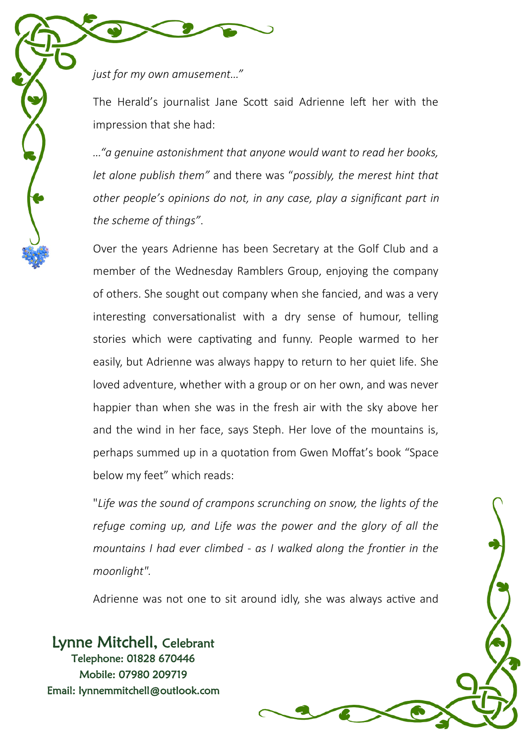*just for my own amusement…"*

The Herald's journalist Jane Scott said Adrienne left her with the impression that she had:

*…"a genuine astonishment that anyone would want to read her books, let alone publish them"* and there was "*possibly, the merest hint that other people's opinions do not, in any case, play a significant part in the scheme of things"*.

Over the years Adrienne has been Secretary at the Golf Club and a member of the Wednesday Ramblers Group, enjoying the company of others. She sought out company when she fancied, and was a very interesting conversationalist with a dry sense of humour, telling stories which were captivating and funny. People warmed to her easily, but Adrienne was always happy to return to her quiet life. She loved adventure, whether with a group or on her own, and was never happier than when she was in the fresh air with the sky above her and the wind in her face, says Steph. Her love of the mountains is, perhaps summed up in a quotation from Gwen Moffat's book "Space below my feet" which reads:

"*Life was the sound of crampons scrunching on snow, the lights of the refuge coming up, and Life was the power and the glory of all the mountains I had ever climbed - as I walked along the frontier in the moonlight".*

Adrienne was not one to sit around idly, she was always active and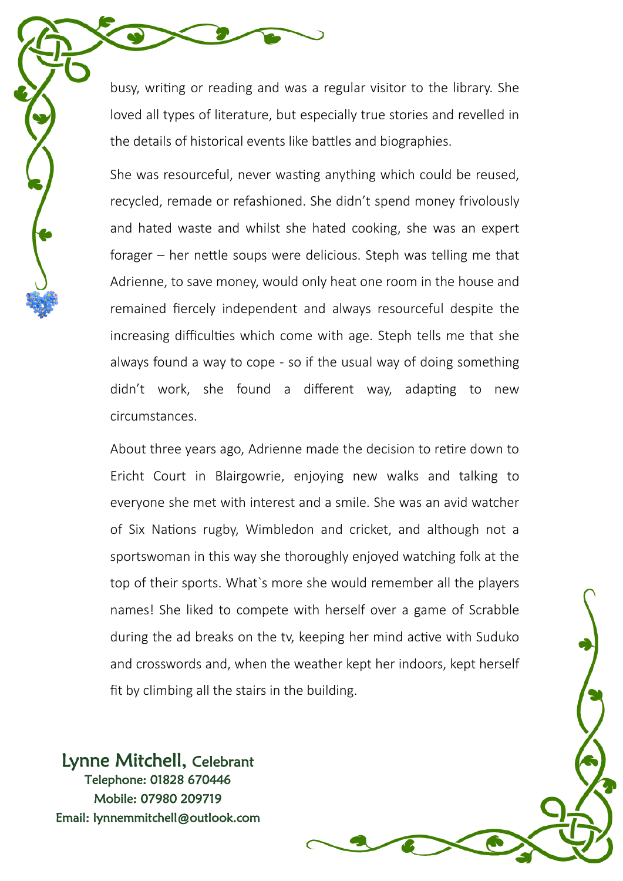busy, writing or reading and was a regular visitor to the library. She loved all types of literature, but especially true stories and revelled in the details of historical events like battles and biographies.

She was resourceful, never wasting anything which could be reused, recycled, remade or refashioned. She didn't spend money frivolously and hated waste and whilst she hated cooking, she was an expert forager – her nettle soups were delicious. Steph was telling me that Adrienne, to save money, would only heat one room in the house and remained fiercely independent and always resourceful despite the increasing difficulties which come with age. Steph tells me that she always found a way to cope - so if the usual way of doing something didn't work, she found a different way, adapting to new circumstances.

About three years ago, Adrienne made the decision to retire down to Ericht Court in Blairgowrie, enjoying new walks and talking to everyone she met with interest and a smile. She was an avid watcher of Six Nations rugby, Wimbledon and cricket, and although not a sportswoman in this way she thoroughly enjoyed watching folk at the top of their sports. What`s more she would remember all the players names! She liked to compete with herself over a game of Scrabble during the ad breaks on the tv, keeping her mind active with Suduko and crosswords and, when the weather kept her indoors, kept herself fit by climbing all the stairs in the building.

Lynne Mitchell, Celebrant
Telephone: 01828 670446
Mobile: 07980 209719
Email: lynnemmitchell@outlook.com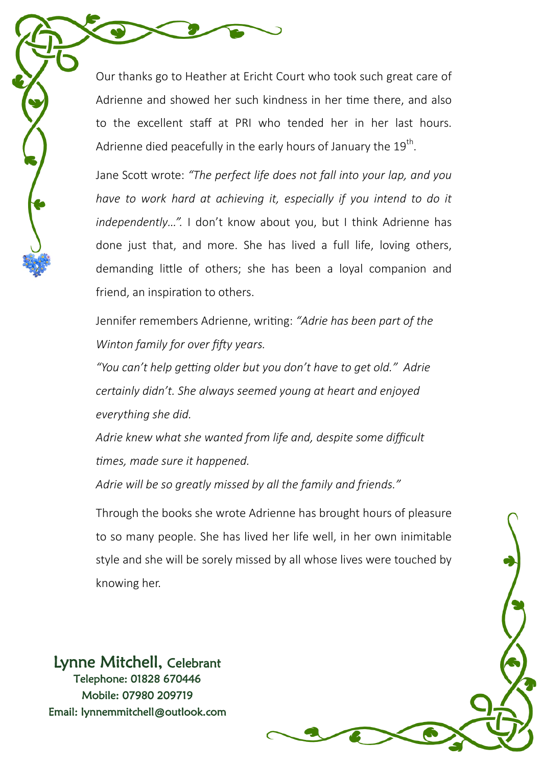Our thanks go to Heather at Ericht Court who took such great care of Adrienne and showed her such kindness in her time there, and also to the excellent staff at PRI who tended her in her last hours. Adrienne died peacefully in the early hours of January the 19th.

Jane Scott wrote: *"The perfect life does not fall into your lap, and you have to work hard at achieving it, especially if you intend to do it independently…".* I don't know about you, but I think Adrienne has done just that, and more. She has lived a full life, loving others, demanding little of others; she has been a loyal companion and friend, an inspiration to others.

Jennifer remembers Adrienne, writing: *"Adrie has been part of the Winton family for over fifty years.*

*"You can't help getting older but you don't have to get old." Adrie certainly didn't. She always seemed young at heart and enjoyed everything she did.*

*Adrie knew what she wanted from life and, despite some difficult times, made sure it happened.*

*Adrie will be so greatly missed by all the family and friends."*

Through the books she wrote Adrienne has brought hours of pleasure to so many people. She has lived her life well, in her own inimitable style and she will be sorely missed by all whose lives were touched by knowing her.

Lynne Mitchell, Celebrant
Telephone: 01828 670446
Mobile: 07980 209719
Email: lynnemmitchell@outlook.com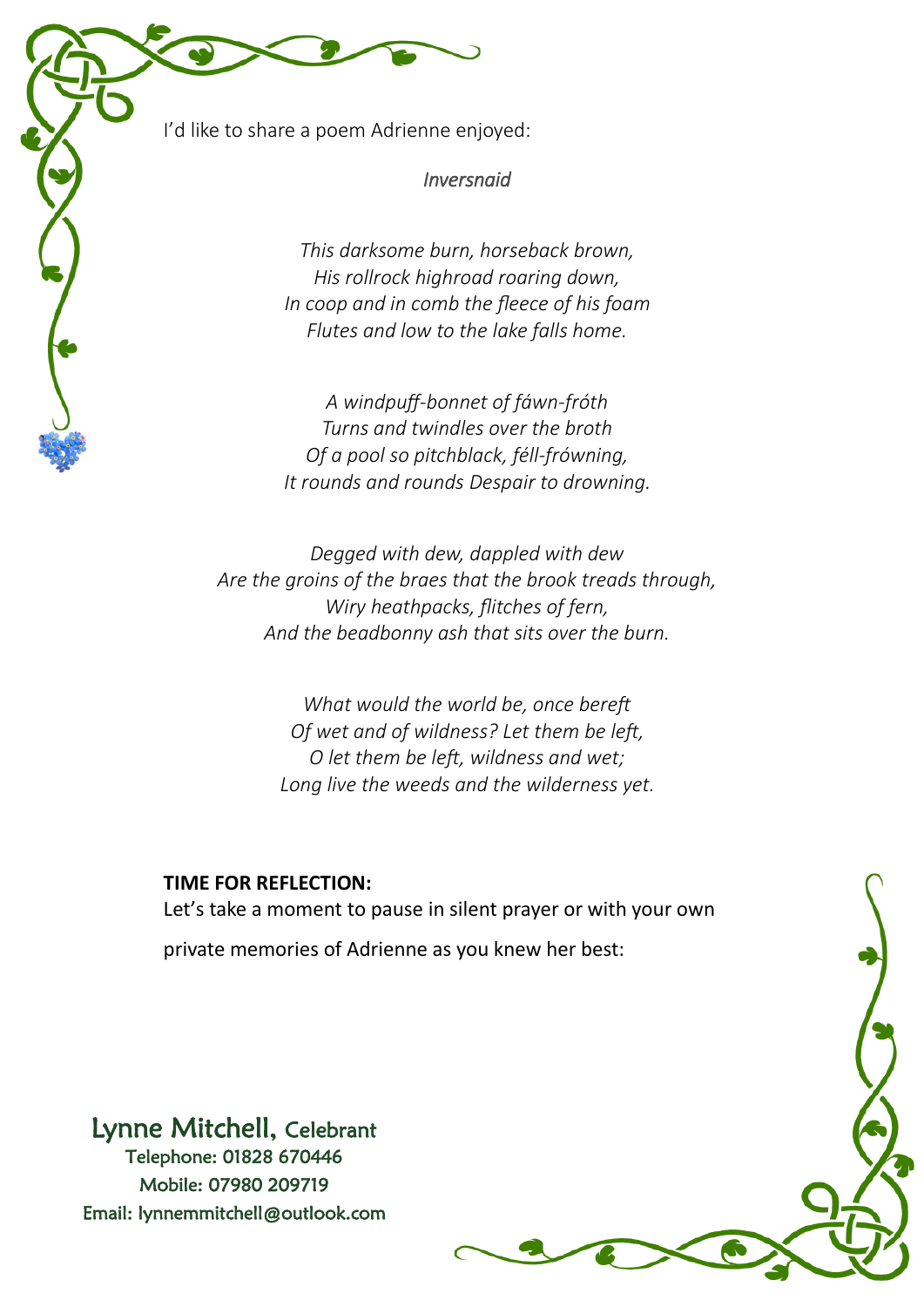I'd like to share a poem Adrienne enjoyed:

*Inversnaid*

*This darksome burn, horseback brown,*
*His rollrock highroad roaring down,*
*In coop and in comb the fleece of his foam*
*Flutes and low to the lake falls home.*

*A windpuff-bonnet of fáwn-fróth*
*Turns and twindles over the broth*
*Of a pool so pitchblack, féll-frówning,*
*It rounds and rounds Despair to drowning.*

*Degged with dew, dappled with dew*
*Are the groins of the braes that the brook treads through,*
*Wiry heathpacks, flitches of fern,*
*And the beadbonny ash that sits over the burn.*

*What would the world be, once bereft*
*Of wet and of wildness? Let them be left,*
*O let them be left, wildness and wet;*
*Long live the weeds and the wilderness yet.*

**TIME FOR REFLECTION:**
Let's take a moment to pause in silent prayer or with your own private memories of Adrienne as you knew her best:

Lynne Mitchell, Celebrant
Telephone: 01828 670446
Mobile: 07980 209719
Email: lynnemmitchell@outlook.com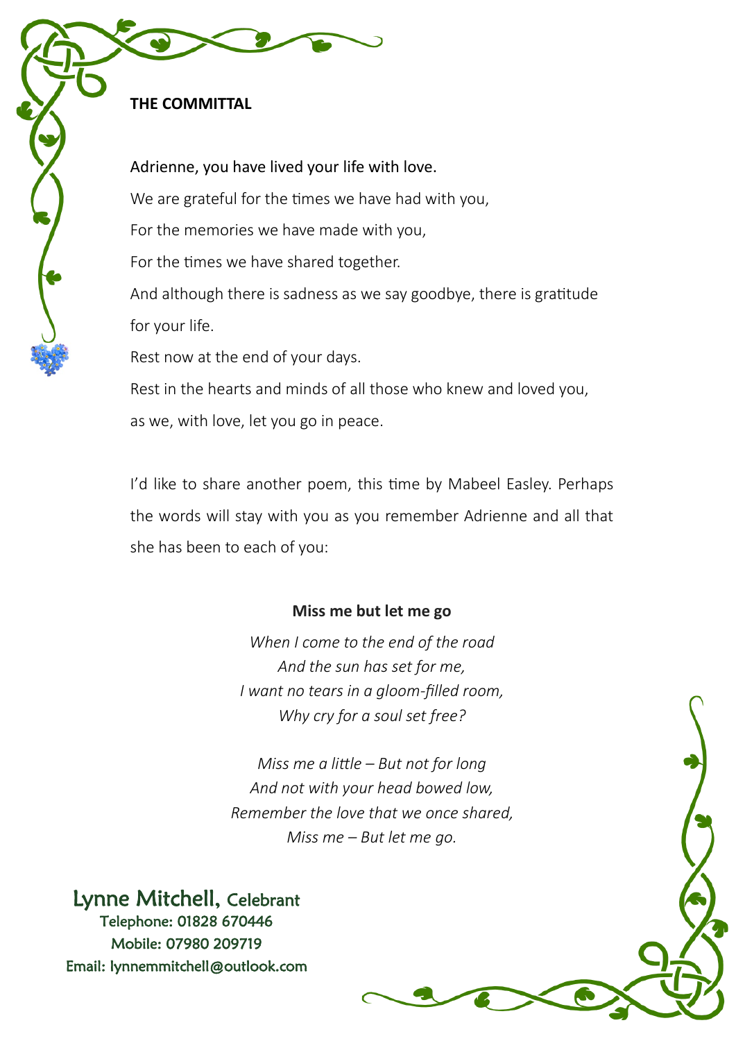## THE COMMITTAL

Adrienne, you have lived your life with love.

We are grateful for the times we have had with you,

For the memories we have made with you,

For the times we have shared together.

And although there is sadness as we say goodbye, there is gratitude for your life.

Rest now at the end of your days.

Rest in the hearts and minds of all those who knew and loved you, as we, with love, let you go in peace.

I'd like to share another poem, this time by Mabeel Easley. Perhaps the words will stay with you as you remember Adrienne and all that she has been to each of you:

**Miss me but let me go**

*When I come to the end of the road*
*And the sun has set for me,*
*I want no tears in a gloom-filled room,*
*Why cry for a soul set free?*

*Miss me a little – But not for long*
*And not with your head bowed low,*
*Remember the love that we once shared,*
*Miss me – But let me go.*

Lynne Mitchell, Celebrant
Telephone: 01828 670446
Mobile: 07980 209719
Email: lynnemmitchell@outlook.com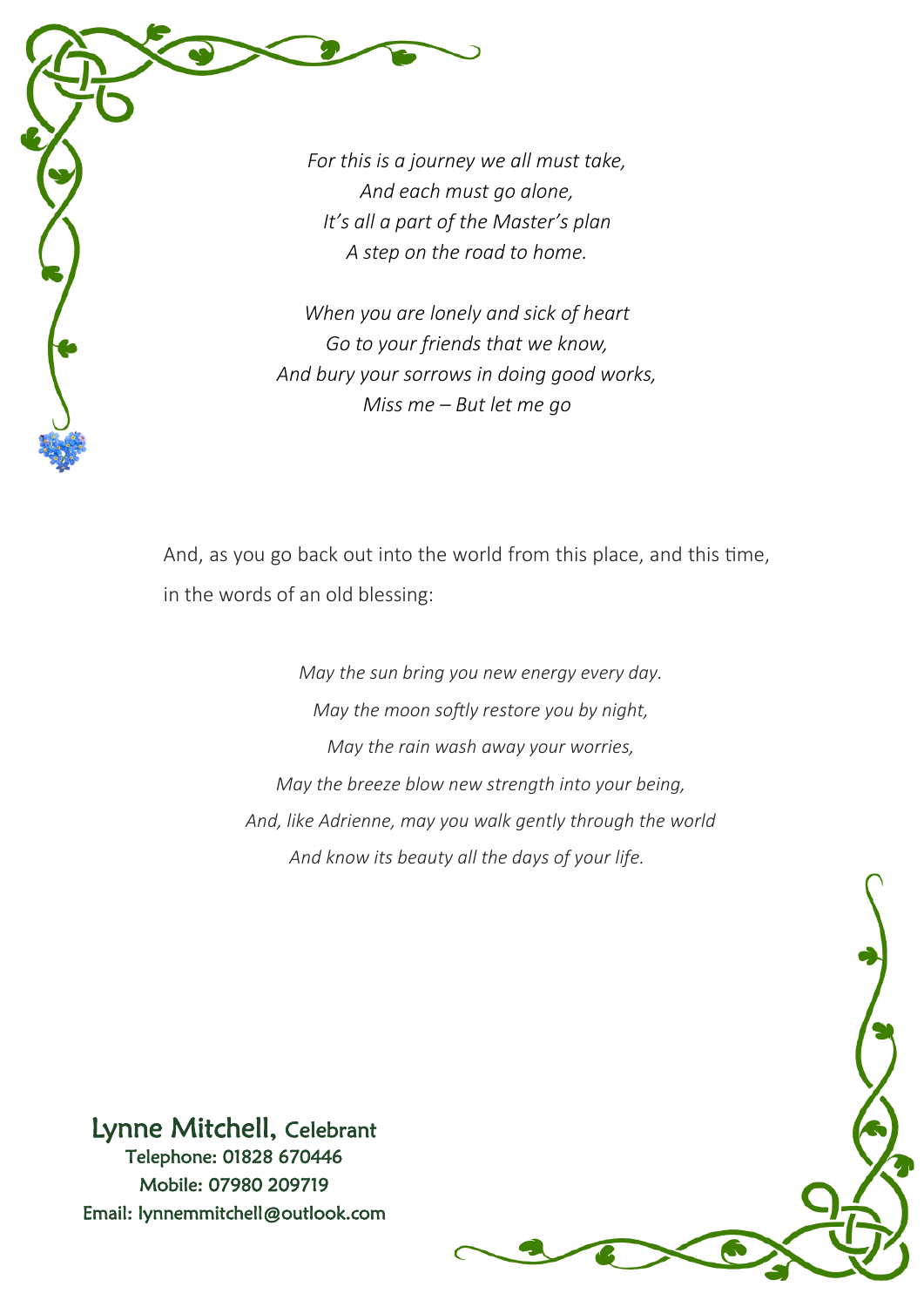*For this is a journey we all must take,*
*And each must go alone,*
*It's all a part of the Master's plan*
*A step on the road to home.*

*When you are lonely and sick of heart*
*Go to your friends that we know,*
*And bury your sorrows in doing good works,*
*Miss me – But let me go*

And, as you go back out into the world from this place, and this time, in the words of an old blessing:

*May the sun bring you new energy every day.*
*May the moon softly restore you by night,*
*May the rain wash away your worries,*
*May the breeze blow new strength into your being,*
*And, like Adrienne, may you walk gently through the world*
*And know its beauty all the days of your life.*

Lynne Mitchell, Celebrant
Telephone: 01828 670446
Mobile: 07980 209719
Email: lynnemmitchell@outlook.com